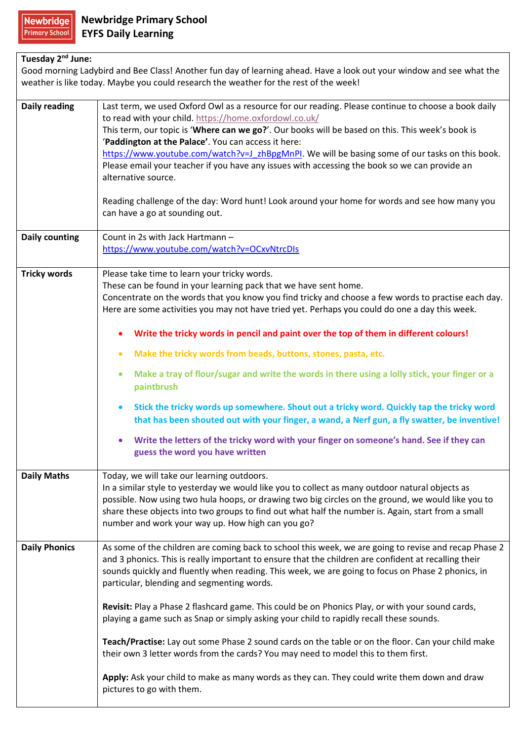# Newbridge Primary School
## EYFS Daily Learning

**Tuesday 2nd June:**
Good morning Ladybird and Bee Class! Another fun day of learning ahead. Have a look out your window and see what the weather is like today. Maybe you could research the weather for the rest of the week!

| | |
|---|---|
| **Daily reading** | Last term, we used Oxford Owl as a resource for our reading. Please continue to choose a book daily to read with your child. https://home.oxfordowl.co.uk/<br>This term, our topic is '**Where can we go?**'. Our books will be based on this. This week's book is '**Paddington at the Palace**'. You can access it here: https://www.youtube.com/watch?v=J_zhBpgMnPI. We will be basing some of our tasks on this book. Please email your teacher if you have any issues with accessing the book so we can provide an alternative source.<br><br>Reading challenge of the day: Word hunt! Look around your home for words and see how many you can have a go at sounding out. |
| **Daily counting** | Count in 2s with Jack Hartmann – https://www.youtube.com/watch?v=OCxvNtrcDIs |
| **Tricky words** | Please take time to learn your tricky words.<br>These can be found in your learning pack that we have sent home.<br>Concentrate on the words that you know you find tricky and choose a few words to practise each day.<br>Here are some activities you may not have tried yet. Perhaps you could do one a day this week.<br>• Write the tricky words in pencil and paint over the top of them in different colours!<br>• Make the tricky words from beads, buttons, stones, pasta, etc.<br>• Make a tray of flour/sugar and write the words in there using a lolly stick, your finger or a paintbrush<br>• Stick the tricky words up somewhere. Shout out a tricky word. Quickly tap the tricky word that has been shouted out with your finger, a wand, a Nerf gun, a fly swatter, be inventive!<br>• Write the letters of the tricky word with your finger on someone's hand. See if they can guess the word you have written |
| **Daily Maths** | Today, we will take our learning outdoors.<br>In a similar style to yesterday we would like you to collect as many outdoor natural objects as possible. Now using two hula hoops, or drawing two big circles on the ground, we would like you to share these objects into two groups to find out what half the number is. Again, start from a small number and work your way up. How high can you go? |
| **Daily Phonics** | As some of the children are coming back to school this week, we are going to revise and recap Phase 2 and 3 phonics. This is really important to ensure that the children are confident at recalling their sounds quickly and fluently when reading. This week, we are going to focus on Phase 2 phonics, in particular, blending and segmenting words.<br><br>**Revisit:** Play a Phase 2 flashcard game. This could be on Phonics Play, or with your sound cards, playing a game such as Snap or simply asking your child to rapidly recall these sounds.<br><br>**Teach/Practise:** Lay out some Phase 2 sound cards on the table or on the floor. Can your child make their own 3 letter words from the cards? You may need to model this to them first.<br><br>**Apply:** Ask your child to make as many words as they can. They could write them down and draw pictures to go with them. |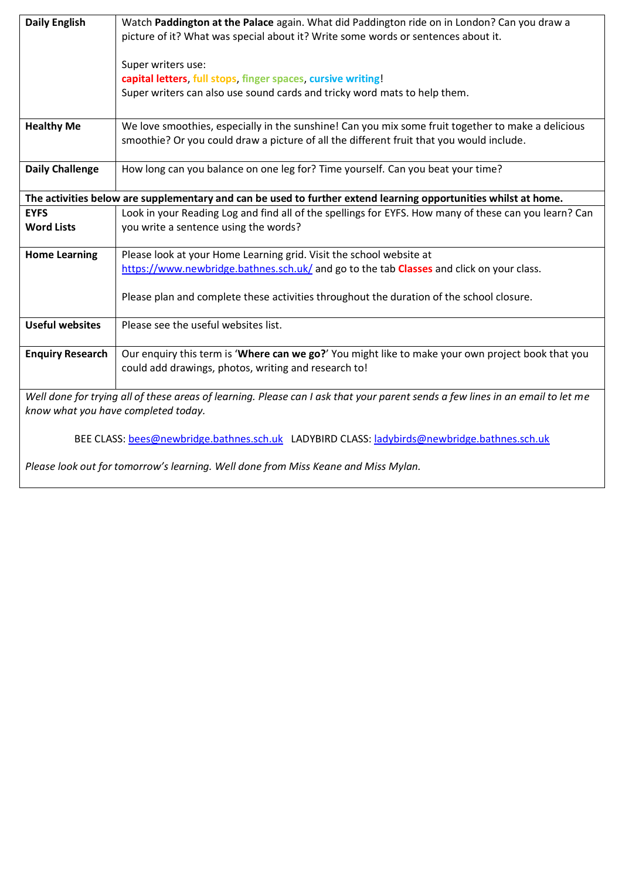| | |
|---|---|
| **Daily English** | Watch **Paddington at the Palace** again. What did Paddington ride on in London? Can you draw a picture of it? What was special about it? Write some words or sentences about it.<br><br>Super writers use:<br>**capital letters**, **full stops**, **finger spaces**, **cursive writing**!<br>Super writers can also use sound cards and tricky word mats to help them. |
| **Healthy Me** | We love smoothies, especially in the sunshine! Can you mix some fruit together to make a delicious smoothie? Or you could draw a picture of all the different fruit that you would include. |
| **Daily Challenge** | How long can you balance on one leg for? Time yourself. Can you beat your time? |
| **The activities below are supplementary and can be used to further extend learning opportunities whilst at home.** | |
| **EYFS Word Lists** | Look in your Reading Log and find all of the spellings for EYFS. How many of these can you learn? Can you write a sentence using the words? |
| **Home Learning** | Please look at your Home Learning grid. Visit the school website at https://www.newbridge.bathnes.sch.uk/ and go to the tab **Classes** and click on your class.<br><br>Please plan and complete these activities throughout the duration of the school closure. |
| **Useful websites** | Please see the useful websites list. |
| **Enquiry Research** | Our enquiry this term is '**Where can we go?**' You might like to make your own project book that you could add drawings, photos, writing and research to! |

*Well done for trying all of these areas of learning. Please can I ask that your parent sends a few lines in an email to let me know what you have completed today.*

BEE CLASS: bees@newbridge.bathnes.sch.uk LADYBIRD CLASS: ladybirds@newbridge.bathnes.sch.uk

*Please look out for tomorrow's learning. Well done from Miss Keane and Miss Mylan.*